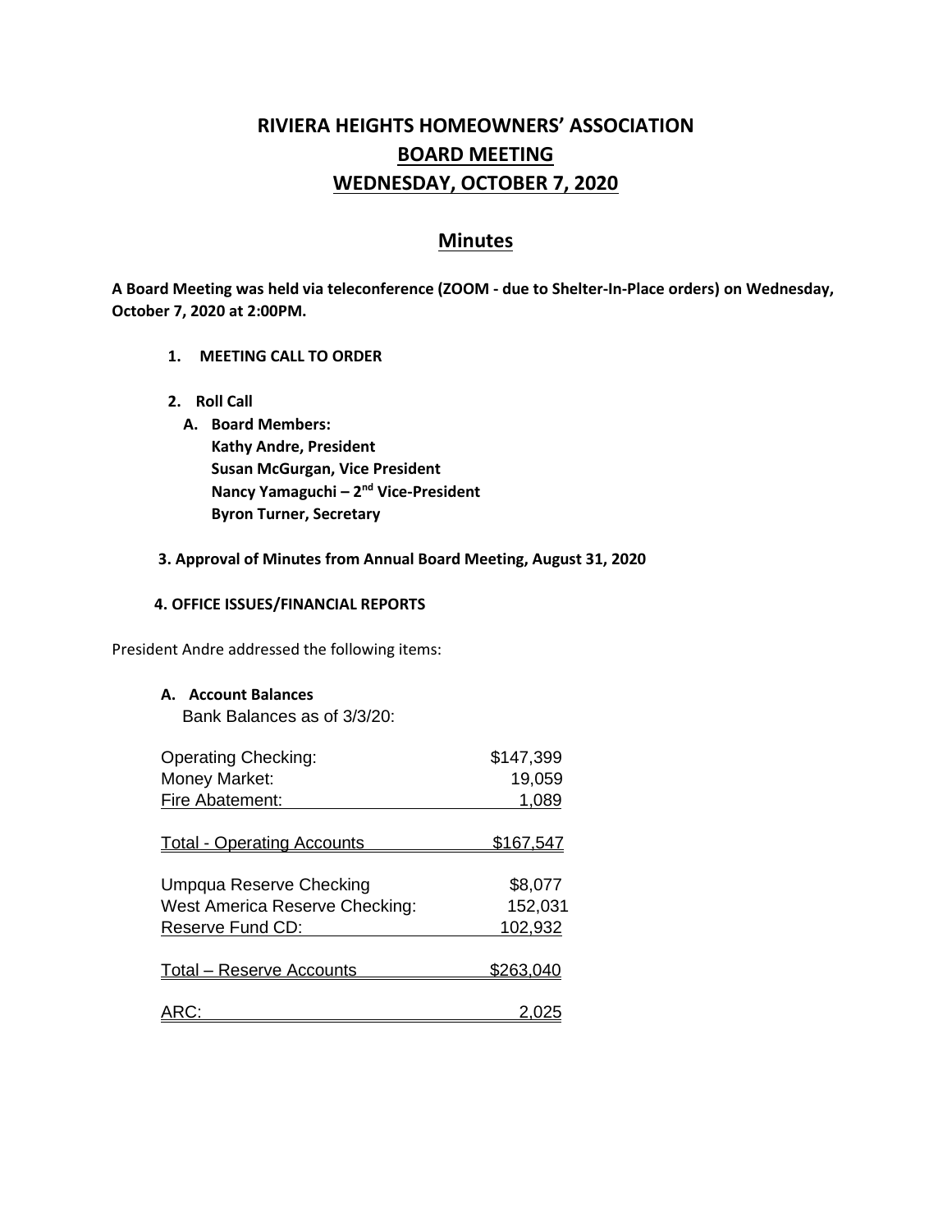# RIVIERA HEIGHTS HOMEOWNERS' ASSOCIATION

## BOARD MEETING

## WEDNESDAY, OCTOBER 7, 2020

## Minutes

**A Board Meeting was held via teleconference (ZOOM - due to Shelter-In-Place orders) on Wednesday, October 7, 2020 at 2:00PM.**

**1. MEETING CALL TO ORDER**

**2. Roll Call**

**A. Board Members:**
**Kathy Andre, President**
**Susan McGurgan, Vice President**
**Nancy Yamaguchi – 2nd Vice-President**
**Byron Turner, Secretary**

**3. Approval of Minutes from Annual Board Meeting, August 31, 2020**

**4. OFFICE ISSUES/FINANCIAL REPORTS**

President Andre addressed the following items:

**A. Account Balances**

Bank Balances as of 3/3/20:

| Account | Balance |
| --- | --- |
| Operating Checking: | $147,399 |
| Money Market: | 19,059 |
| Fire Abatement: | 1,089 |
| Total - Operating Accounts | $167,547 |
| Umpqua Reserve Checking | $8,077 |
| West America Reserve Checking: | 152,031 |
| Reserve Fund CD: | 102,932 |
| Total – Reserve Accounts | $263,040 |
| ARC: | 2,025 |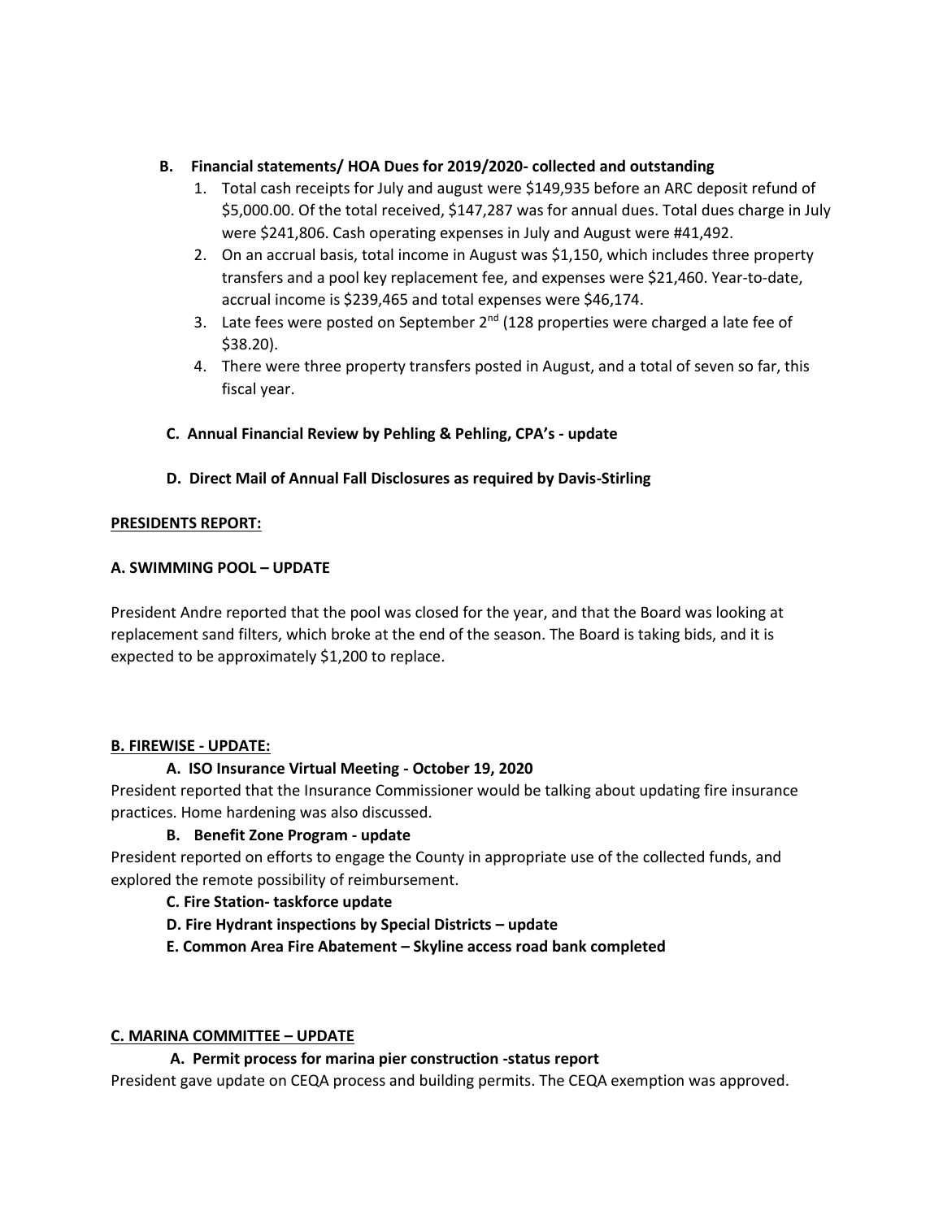**B. Financial statements/ HOA Dues for 2019/2020- collected and outstanding**

1. Total cash receipts for July and august were $149,935 before an ARC deposit refund of $5,000.00. Of the total received, $147,287 was for annual dues. Total dues charge in July were $241,806. Cash operating expenses in July and August were #41,492.
2. On an accrual basis, total income in August was $1,150, which includes three property transfers and a pool key replacement fee, and expenses were $21,460. Year-to-date, accrual income is $239,465 and total expenses were $46,174.
3. Late fees were posted on September 2nd (128 properties were charged a late fee of $38.20).
4. There were three property transfers posted in August, and a total of seven so far, this fiscal year.

**C. Annual Financial Review by Pehling & Pehling, CPA's - update**

**D. Direct Mail of Annual Fall Disclosures as required by Davis-Stirling**

**PRESIDENTS REPORT:**

**A. SWIMMING POOL – UPDATE**

President Andre reported that the pool was closed for the year, and that the Board was looking at replacement sand filters, which broke at the end of the season. The Board is taking bids, and it is expected to be approximately $1,200 to replace.

**B. FIREWISE - UPDATE:**

**A. ISO Insurance Virtual Meeting - October 19, 2020**

President reported that the Insurance Commissioner would be talking about updating fire insurance practices. Home hardening was also discussed.

**B. Benefit Zone Program - update**

President reported on efforts to engage the County in appropriate use of the collected funds, and explored the remote possibility of reimbursement.

**C. Fire Station- taskforce update**

**D. Fire Hydrant inspections by Special Districts – update**

**E. Common Area Fire Abatement – Skyline access road bank completed**

**C. MARINA COMMITTEE – UPDATE**

**A. Permit process for marina pier construction -status report**

President gave update on CEQA process and building permits. The CEQA exemption was approved.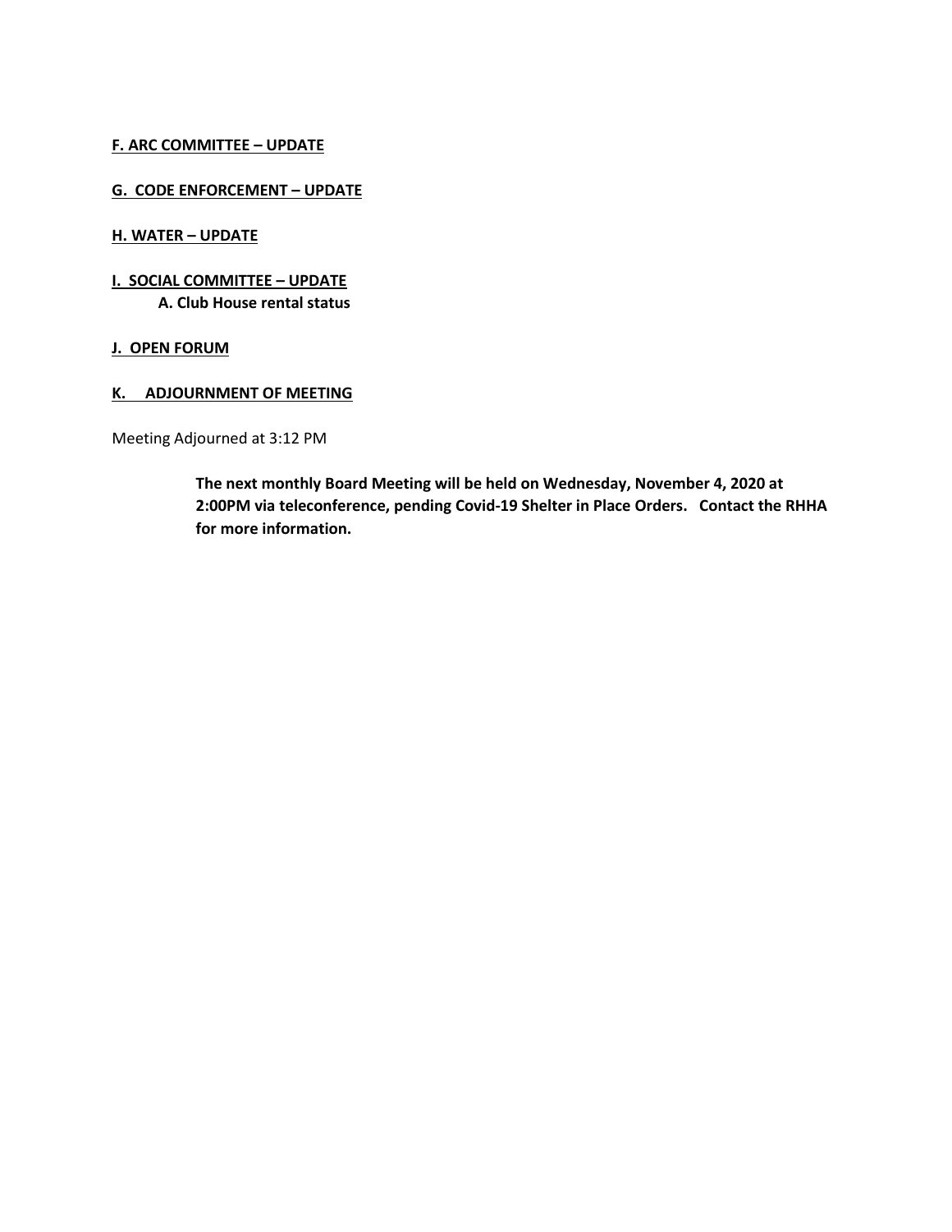**F. ARC COMMITTEE – UPDATE**

**G. CODE ENFORCEMENT – UPDATE**

**H. WATER – UPDATE**

**I. SOCIAL COMMITTEE – UPDATE**

- **A. Club House rental status**

**J. OPEN FORUM**

**K. ADJOURNMENT OF MEETING**

Meeting Adjourned at 3:12 PM

> **The next monthly Board Meeting will be held on Wednesday, November 4, 2020 at 2:00PM via teleconference, pending Covid-19 Shelter in Place Orders. Contact the RHHA for more information.**